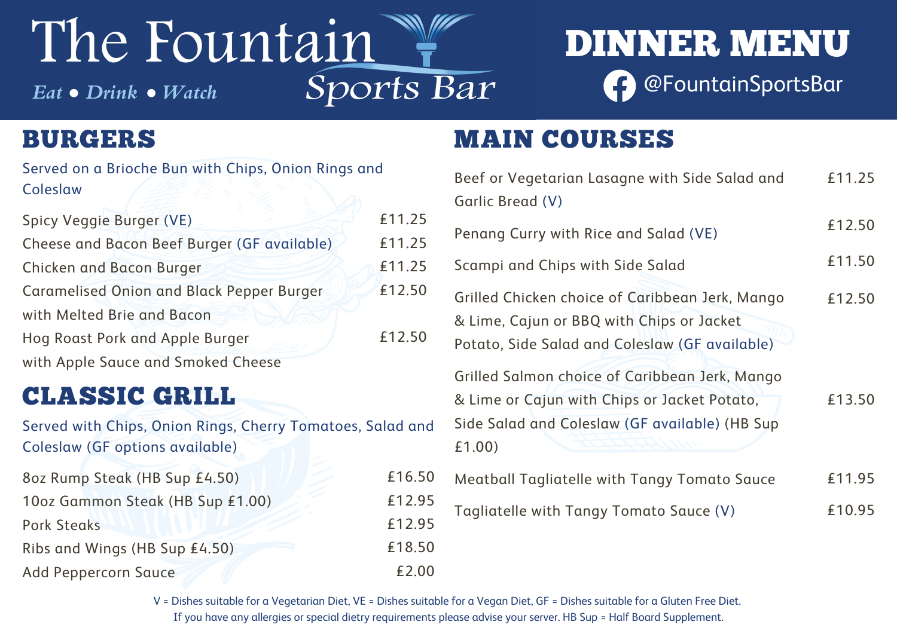# The Fountain Sports Bar

*Eat • Drink • Watch*

# DINNER MENU

@FountainSportsBar

## BURGERS

Served on a Brioche Bun with Chips, Onion Rings and Coleslaw

| Item | Price |
|---|---|
| Spicy Veggie Burger (VE) | £11.25 |
| Cheese and Bacon Beef Burger (GF available) | £11.25 |
| Chicken and Bacon Burger | £11.25 |
| Caramelised Onion and Black Pepper Burger with Melted Brie and Bacon | £12.50 |
| Hog Roast Pork and Apple Burger with Apple Sauce and Smoked Cheese | £12.50 |

## CLASSIC GRILL

Served with Chips, Onion Rings, Cherry Tomatoes, Salad and Coleslaw (GF options available)

| Item | Price |
|---|---|
| 8oz Rump Steak (HB Sup £4.50) | £16.50 |
| 10oz Gammon Steak (HB Sup £1.00) | £12.95 |
| Pork Steaks | £12.95 |
| Ribs and Wings (HB Sup £4.50) | £18.50 |
| Add Peppercorn Sauce | £2.00 |

## MAIN COURSES

| Item | Price |
|---|---|
| Beef or Vegetarian Lasagne with Side Salad and Garlic Bread (V) | £11.25 |
| Penang Curry with Rice and Salad (VE) | £12.50 |
| Scampi and Chips with Side Salad | £11.50 |
| Grilled Chicken choice of Caribbean Jerk, Mango & Lime, Cajun or BBQ with Chips or Jacket Potato, Side Salad and Coleslaw (GF available) | £12.50 |
| Grilled Salmon choice of Caribbean Jerk, Mango & Lime or Cajun with Chips or Jacket Potato, Side Salad and Coleslaw (GF available) (HB Sup £1.00) | £13.50 |
| Meatball Tagliatelle with Tangy Tomato Sauce | £11.95 |
| Tagliatelle with Tangy Tomato Sauce (V) | £10.95 |

V = Dishes suitable for a Vegetarian Diet, VE = Dishes suitable for a Vegan Diet, GF = Dishes suitable for a Gluten Free Diet.
If you have any allergies or special dietry requirements please advise your server. HB Sup = Half Board Supplement.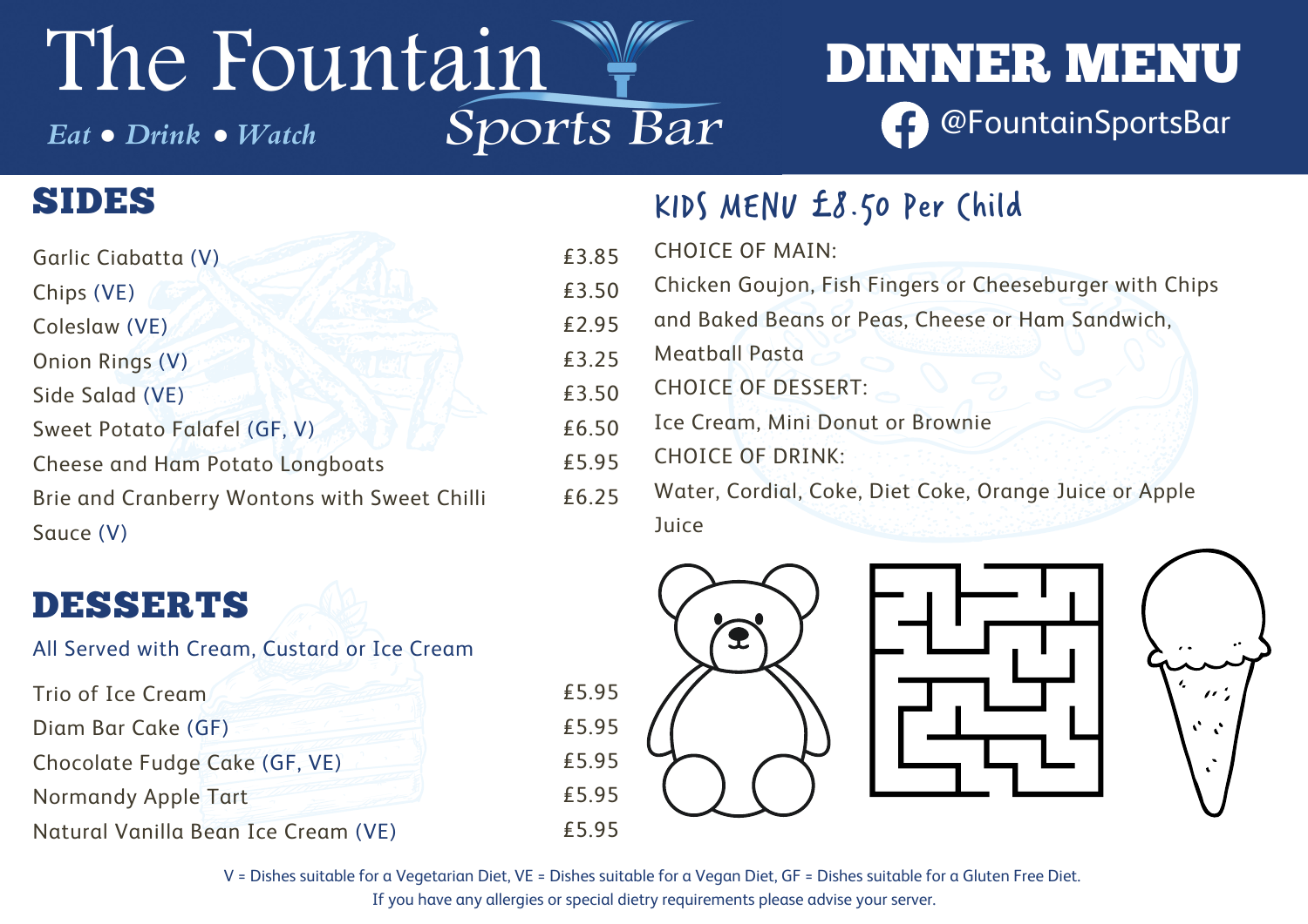# The Fountain Sports Bar

*Eat • Drink • Watch*

# DINNER MENU

@FountainSportsBar

## SIDES

| | |
|---|---|
| Garlic Ciabatta (V) | £3.85 |
| Chips (VE) | £3.50 |
| Coleslaw (VE) | £2.95 |
| Onion Rings (V) | £3.25 |
| Side Salad (VE) | £3.50 |
| Sweet Potato Falafel (GF, V) | £6.50 |
| Cheese and Ham Potato Longboats | £5.95 |
| Brie and Cranberry Wontons with Sweet Chilli Sauce (V) | £6.25 |

## DESSERTS

All Served with Cream, Custard or Ice Cream

| | |
|---|---|
| Trio of Ice Cream | £5.95 |
| Diam Bar Cake (GF) | £5.95 |
| Chocolate Fudge Cake (GF, VE) | £5.95 |
| Normandy Apple Tart | £5.95 |
| Natural Vanilla Bean Ice Cream (VE) | £5.95 |

## KIDS MENU £8.50 Per Child

CHOICE OF MAIN:

Chicken Goujon, Fish Fingers or Cheeseburger with Chips and Baked Beans or Peas, Cheese or Ham Sandwich, Meatball Pasta

CHOICE OF DESSERT:

Ice Cream, Mini Donut or Brownie

CHOICE OF DRINK:

Water, Cordial, Coke, Diet Coke, Orange Juice or Apple Juice

V = Dishes suitable for a Vegetarian Diet, VE = Dishes suitable for a Vegan Diet, GF = Dishes suitable for a Gluten Free Diet.

If you have any allergies or special dietry requirements please advise your server.